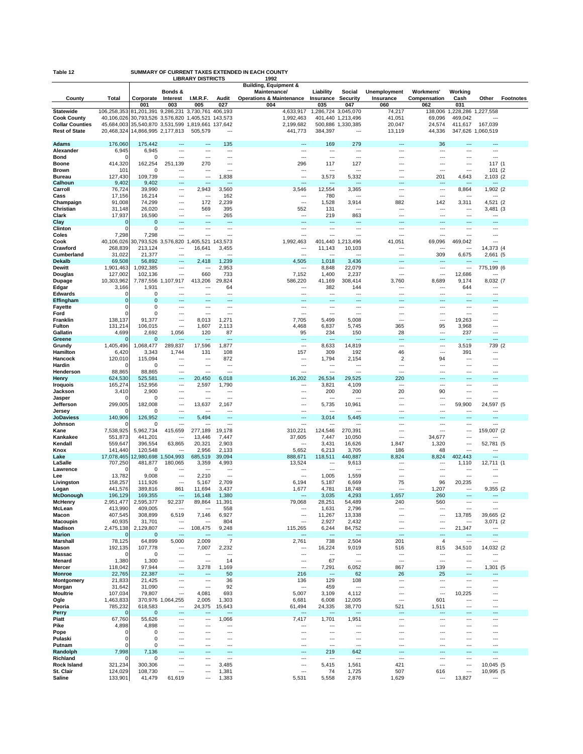**Table 12** SUMMARY OF CURRENT TAXES EXTENDED IN EACH COUNTY

LIBRARY DISTRICTS 1992

| County | Total | Corporate | Bonds & Interest | I.M.R.F. | Audit | Building, Equipment & Maintenance/ Operations & Maintenance | Liability Insurance | Social Security | Unemployment Insurance | Workmens' Compensation | Working Cash | Other | Footnotes |
|---|---|---|---|---|---|---|---|---|---|---|---|---|---|
| | | 001 | 003 | 005 | 027 | 004 | 035 | 047 | 060 | 062 | 031 | | |
| **Statewide** | 106,258,353 | 81,201,391 | 9,286,231 | 3,730,761 | 406,193 | 4,633,917 | 1,286,724 | 3,045,070 | 74,217 | 138,006 | 1,228,286 | 1,227,558 | |
| **Cook County** | 40,106,026 | 30,793,526 | 3,576,820 | 1,405,521 | 143,573 | 1,992,463 | 401,440 | 1,213,496 | 41,051 | 69,096 | 469,042 | --- | |
| **Collar Counties** | 45,684,003 | 35,540,870 | 3,531,599 | 1,819,661 | 137,642 | 2,199,682 | 500,886 | 1,330,385 | 20,047 | 24,574 | 411,617 | 167,039 | |
| **Rest of State** | 20,468,324 | 14,866,995 | 2,177,813 | 505,579 | --- | 441,773 | 384,397 | --- | 13,119 | 44,336 | 347,626 | 1,060,519 | |
| **Adams** | 176,060 | 175,442 | --- | --- | 135 | --- | 169 | 279 | --- | 36 | --- | --- | |
| **Alexander** | 6,945 | 6,945 | --- | --- | --- | --- | --- | --- | --- | --- | --- | --- | |
| **Bond** | 0 | 0 | --- | --- | --- | --- | --- | --- | --- | --- | --- | --- | |
| **Boone** | 414,320 | 162,254 | 251,139 | 270 | --- | 296 | 117 | 127 | --- | --- | --- | 117 | (1 |
| **Brown** | 101 | 0 | --- | --- | --- | --- | --- | --- | --- | --- | --- | 101 | (2 |
| **Bureau** | 127,430 | 109,739 | --- | --- | 1,838 | --- | 3,573 | 5,332 | --- | 201 | 4,643 | 2,103 | (2 |
| **Calhoun** | 9,402 | 9,402 | --- | --- | --- | --- | --- | --- | --- | --- | --- | --- | |
| **Carroll** | 76,724 | 39,990 | --- | 2,943 | 3,560 | 3,546 | 12,554 | 3,365 | --- | --- | 8,864 | 1,902 | (2 |
| **Cass** | 17,156 | 16,214 | --- | --- | 162 | --- | 780 | --- | --- | --- | --- | --- | |
| **Champaign** | 91,008 | 74,299 | --- | 172 | 2,239 | --- | 1,528 | 3,914 | 882 | 142 | 3,311 | 4,521 | (2 |
| **Christian** | 31,148 | 26,020 | --- | 569 | 395 | 552 | 131 | --- | --- | --- | --- | 3,481 | (3 |
| **Clark** | 17,937 | 16,590 | --- | --- | 265 | --- | 219 | 863 | --- | --- | --- | --- | |
| **Clay** | 0 | 0 | --- | --- | --- | --- | --- | --- | --- | --- | --- | --- | |
| **Clinton** | 0 | 0 | --- | --- | --- | --- | --- | --- | --- | --- | --- | --- | |
| **Coles** | 7,298 | 7,298 | --- | --- | --- | --- | --- | --- | --- | --- | --- | --- | |
| **Cook** | 40,106,026 | 30,793,526 | 3,576,820 | 1,405,521 | 143,573 | 1,992,463 | 401,440 | 1,213,496 | 41,051 | 69,096 | 469,042 | --- | |
| **Crawford** | 268,839 | 213,124 | --- | 16,641 | 3,455 | --- | 11,143 | 10,103 | --- | --- | --- | 14,373 | (4 |
| **Cumberland** | 31,022 | 21,377 | --- | --- | --- | --- | --- | --- | --- | 309 | 6,675 | 2,661 | (5 |
| **Dekalb** | 69,508 | 56,892 | --- | 2,418 | 1,239 | 4,505 | 1,018 | 3,436 | --- | --- | --- | --- | |
| **Dewitt** | 1,901,463 | 1,092,385 | --- | --- | 2,953 | --- | 8,848 | 22,079 | --- | --- | --- | 775,199 | (6 |
| **Douglas** | 127,002 | 102,136 | --- | 660 | 733 | 7,152 | 1,400 | 2,237 | --- | --- | 12,686 | --- | |
| **Dupage** | 10,303,962 | 7,787,556 | 1,107,917 | 413,206 | 29,824 | 586,220 | 41,169 | 308,414 | 3,760 | 8,689 | 9,174 | 8,032 | (7 |
| **Edgar** | 3,166 | 1,931 | --- | --- | 64 | --- | 382 | 144 | --- | --- | 644 | --- | |
| **Edwards** | 0 | 0 | --- | --- | --- | --- | --- | --- | --- | --- | --- | --- | |
| **Effingham** | 0 | 0 | --- | --- | --- | --- | --- | --- | --- | --- | --- | --- | |
| **Fayette** | 0 | 0 | --- | --- | --- | --- | --- | --- | --- | --- | --- | --- | |
| **Ford** | 0 | 0 | --- | --- | --- | --- | --- | --- | --- | --- | --- | --- | |
| **Franklin** | 138,137 | 91,377 | --- | 8,013 | 1,271 | 7,705 | 5,499 | 5,008 | --- | --- | 19,263 | --- | |
| **Fulton** | 131,214 | 106,015 | --- | 1,607 | 2,113 | 4,468 | 6,837 | 5,745 | 365 | 95 | 3,968 | --- | |
| **Gallatin** | 4,699 | 2,692 | 1,056 | 120 | 87 | 95 | 234 | 150 | 28 | --- | 237 | --- | |
| **Greene** | 0 | 0 | --- | --- | --- | --- | --- | --- | --- | --- | --- | --- | |
| **Grundy** | 1,405,496 | 1,068,477 | 289,837 | 17,596 | 1,877 | --- | 8,633 | 14,819 | --- | --- | 3,519 | 739 | (2 |
| **Hamilton** | 6,420 | 3,343 | 1,744 | 131 | 108 | 157 | 309 | 192 | 46 | --- | 391 | --- | |
| **Hancock** | 120,010 | 115,094 | --- | --- | 872 | --- | 1,794 | 2,154 | 2 | 94 | --- | --- | |
| **Hardin** | 0 | 0 | --- | --- | --- | --- | --- | --- | --- | --- | --- | --- | |
| **Henderson** | 88,865 | 88,865 | --- | --- | --- | --- | --- | --- | --- | --- | --- | --- | |
| **Henry** | 624,530 | 525,581 | --- | 20,450 | 6,018 | 16,202 | 26,534 | 29,525 | 220 | --- | --- | --- | |
| **Iroquois** | 165,274 | 152,956 | --- | 2,597 | 1,790 | --- | 3,821 | 4,109 | --- | --- | --- | --- | |
| **Jackson** | 3,410 | 2,900 | --- | --- | --- | --- | 200 | 200 | 20 | 90 | --- | --- | |
| **Jasper** | 0 | 0 | --- | --- | --- | --- | --- | --- | --- | --- | --- | --- | |
| **Jefferson** | 299,005 | 182,008 | --- | 13,637 | 2,167 | --- | 5,735 | 10,961 | --- | --- | 59,900 | 24,597 | (5 |
| **Jersey** | 0 | 0 | --- | --- | --- | --- | --- | --- | --- | --- | --- | --- | |
| **JoDaviess** | 140,906 | 126,952 | --- | 5,494 | --- | --- | 3,014 | 5,445 | --- | --- | --- | --- | |
| **Johnson** | 0 | 0 | --- | --- | --- | --- | --- | --- | --- | --- | --- | --- | |
| **Kane** | 7,538,925 | 5,962,734 | 415,659 | 277,189 | 19,178 | 310,221 | 124,546 | 270,391 | --- | --- | --- | 159,007 | (2 |
| **Kankakee** | 551,873 | 441,201 | --- | 13,446 | 7,447 | 37,605 | 7,447 | 10,050 | --- | 34,677 | --- | --- | |
| **Kendall** | 559,647 | 396,554 | 63,865 | 20,321 | 2,903 | --- | 3,431 | 16,626 | 1,847 | 1,320 | --- | 52,781 | (5 |
| **Knox** | 141,440 | 120,548 | --- | 2,956 | 2,133 | 5,652 | 6,213 | 3,705 | 186 | 48 | --- | --- | |
| **Lake** | 17,078,465 | 12,980,698 | 1,504,993 | 685,519 | 39,094 | 888,671 | 118,511 | 440,887 | 8,824 | 8,824 | 402,443 | --- | |
| **LaSalle** | 707,250 | 481,877 | 180,065 | 3,359 | 4,993 | 13,524 | --- | 9,613 | --- | --- | 1,110 | 12,711 | (1 |
| **Lawrence** | 0 | 0 | --- | --- | --- | --- | --- | --- | --- | --- | --- | --- | |
| **Lee** | 13,782 | 9,008 | --- | 2,210 | --- | --- | 1,005 | 1,559 | --- | --- | --- | --- | |
| **Livingston** | 158,257 | 111,926 | --- | 5,167 | 2,709 | 6,194 | 5,187 | 6,669 | 75 | 96 | 20,235 | --- | |
| **Logan** | 441,576 | 389,816 | 861 | 11,694 | 3,437 | 1,677 | 4,781 | 18,748 | --- | 1,207 | --- | 9,355 | (2 |
| **McDonough** | 196,129 | 169,355 | --- | 16,148 | 1,380 | --- | 3,035 | 4,293 | 1,657 | 260 | --- | --- | |
| **McHenry** | 2,951,477 | 2,595,377 | 92,237 | 89,864 | 11,391 | 79,068 | 28,251 | 54,489 | 240 | 560 | --- | --- | |
| **McLean** | 413,990 | 409,005 | --- | --- | 558 | --- | 1,631 | 2,796 | --- | --- | --- | --- | |
| **Macon** | 407,545 | 308,899 | 6,519 | 7,146 | 6,927 | --- | 11,267 | 13,338 | --- | --- | 13,785 | 39,665 | (2 |
| **Macoupin** | 40,935 | 31,701 | --- | --- | 804 | --- | 2,927 | 2,432 | --- | --- | --- | 3,071 | (2 |
| **Madison** | 2,475,138 | 2,129,807 | --- | 108,475 | 9,248 | 115,265 | 6,244 | 84,752 | --- | --- | 21,347 | --- | |
| **Marion** | 0 | 0 | --- | --- | --- | --- | --- | --- | --- | --- | --- | --- | |
| **Marshall** | 78,125 | 64,899 | 5,000 | 2,009 | 7 | 2,761 | 738 | 2,504 | 201 | 4 | --- | --- | |
| **Mason** | 192,135 | 107,778 | --- | 7,007 | 2,232 | --- | 16,224 | 9,019 | 516 | 815 | 34,510 | 14,032 | (2 |
| **Massac** | 0 | 0 | --- | --- | --- | --- | --- | --- | --- | --- | --- | --- | |
| **Menard** | 1,380 | 1,300 | --- | --- | 14 | --- | 67 | --- | --- | --- | --- | --- | |
| **Mercer** | 118,042 | 97,944 | --- | 3,278 | 1,169 | --- | 7,291 | 6,052 | 867 | 139 | --- | 1,301 | (5 |
| **Monroe** | 22,765 | 22,387 | --- | --- | 50 | 216 | --- | 62 | 26 | 25 | --- | --- | |
| **Montgomery** | 21,833 | 21,425 | --- | --- | 36 | 136 | 129 | 108 | --- | --- | --- | --- | |
| **Morgan** | 31,642 | 31,090 | --- | --- | 92 | --- | 459 | --- | --- | --- | --- | --- | |
| **Moultrie** | 107,034 | 79,807 | --- | 4,081 | 693 | 5,007 | 3,109 | 4,112 | --- | --- | 10,225 | --- | |
| **Ogle** | 1,463,833 | 370,976 | 1,064,255 | 2,005 | 1,303 | 6,681 | 6,008 | 12,005 | --- | 601 | --- | --- | |
| **Peoria** | 785,232 | 618,583 | --- | 24,375 | 15,643 | 61,494 | 24,335 | 38,770 | 521 | 1,511 | --- | --- | |
| **Perry** | 0 | 0 | --- | --- | --- | --- | --- | --- | --- | --- | --- | --- | |
| **Piatt** | 67,760 | 55,626 | --- | --- | 1,066 | 7,417 | 1,701 | 1,951 | --- | --- | --- | --- | |
| **Pike** | 4,898 | 4,898 | --- | --- | --- | --- | --- | --- | --- | --- | --- | --- | |
| **Pope** | 0 | 0 | --- | --- | --- | --- | --- | --- | --- | --- | --- | --- | |
| **Pulaski** | 0 | 0 | --- | --- | --- | --- | --- | --- | --- | --- | --- | --- | |
| **Putnam** | 0 | 0 | --- | --- | --- | --- | --- | --- | --- | --- | --- | --- | |
| **Randolph** | 7,998 | 7,136 | --- | --- | --- | --- | 219 | 642 | --- | --- | --- | --- | |
| **Richland** | 0 | 0 | --- | --- | --- | --- | --- | --- | --- | --- | --- | --- | |
| **Rock Island** | 321,234 | 300,306 | --- | --- | 3,485 | --- | 5,415 | 1,561 | 421 | --- | --- | 10,045 | (5 |
| **St. Clair** | 124,029 | 108,730 | --- | --- | 1,381 | --- | 74 | 1,725 | 507 | 616 | --- | 10,995 | (5 |
| **Saline** | 133,901 | 41,479 | 61,619 | --- | 1,383 | 5,531 | 5,558 | 2,876 | 1,629 | --- | 13,827 | --- | |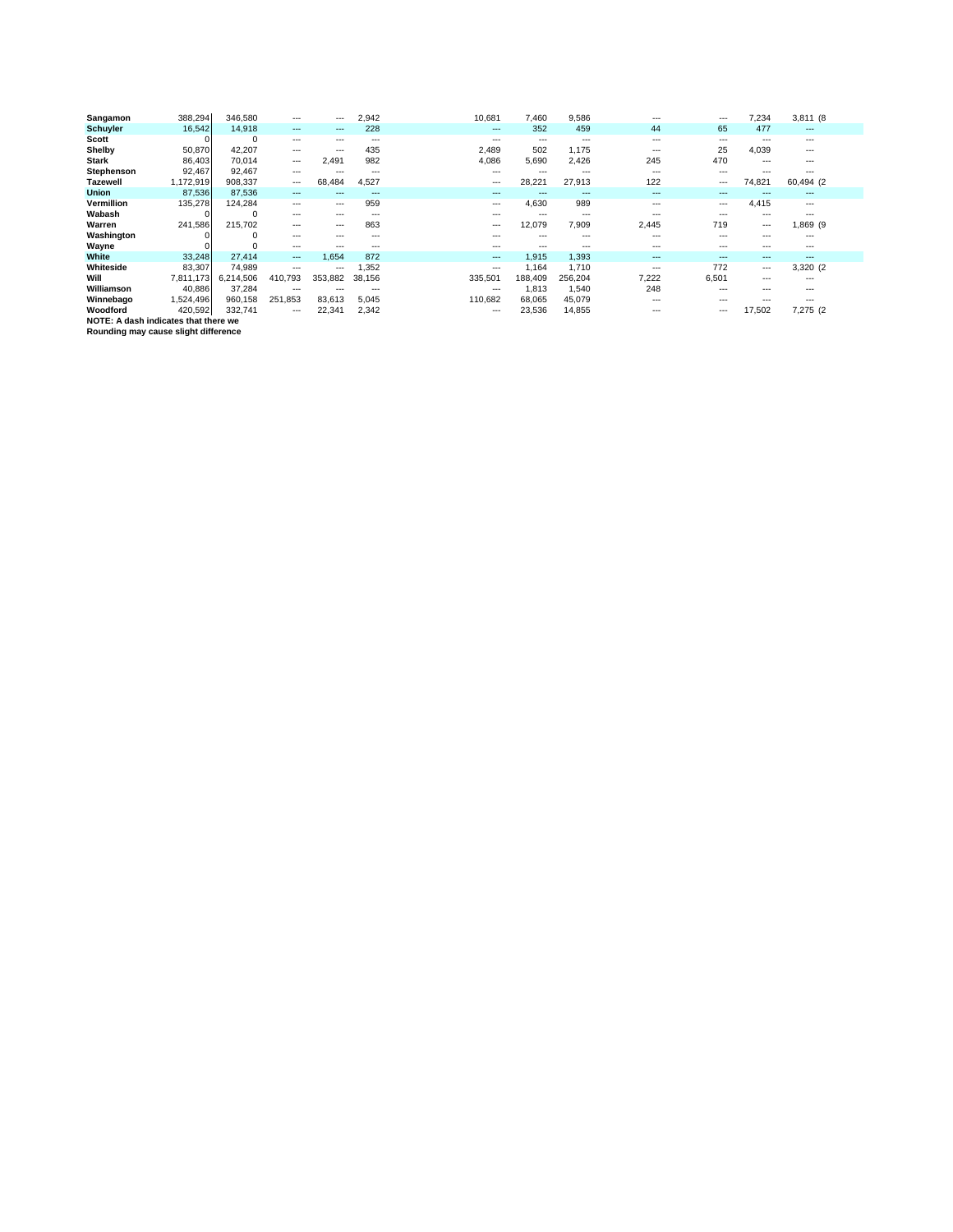| | | | | | | | | | | | | | |
|---|---|---|---|---|---|---|---|---|---|---|---|---|---|
| **Sangamon** | 388,294 | 346,580 | --- | --- | 2,942 | 10,681 | 7,460 | 9,586 | --- | --- | 7,234 | 3,811 | (8 |
| **Schuyler** | 16,542 | 14,918 | --- | --- | 228 | --- | 352 | 459 | 44 | 65 | 477 | --- | |
| **Scott** | 0 | 0 | --- | --- | --- | --- | --- | --- | --- | --- | --- | --- | |
| **Shelby** | 50,870 | 42,207 | --- | --- | 435 | 2,489 | 502 | 1,175 | --- | 25 | 4,039 | --- | |
| **Stark** | 86,403 | 70,014 | --- | 2,491 | 982 | 4,086 | 5,690 | 2,426 | 245 | 470 | --- | --- | |
| **Stephenson** | 92,467 | 92,467 | --- | --- | --- | --- | --- | --- | --- | --- | --- | --- | |
| **Tazewell** | 1,172,919 | 908,337 | --- | 68,484 | 4,527 | --- | 28,221 | 27,913 | 122 | --- | 74,821 | 60,494 | (2 |
| **Union** | 87,536 | 87,536 | --- | --- | --- | --- | --- | --- | --- | --- | --- | --- | |
| **Vermillion** | 135,278 | 124,284 | --- | --- | 959 | --- | 4,630 | 989 | --- | --- | 4,415 | --- | |
| **Wabash** | 0 | 0 | --- | --- | --- | --- | --- | --- | --- | --- | --- | --- | |
| **Warren** | 241,586 | 215,702 | --- | --- | 863 | --- | 12,079 | 7,909 | 2,445 | 719 | --- | 1,869 | (9 |
| **Washington** | 0 | 0 | --- | --- | --- | --- | --- | --- | --- | --- | --- | --- | |
| **Wayne** | 0 | 0 | --- | --- | --- | --- | --- | --- | --- | --- | --- | --- | |
| **White** | 33,248 | 27,414 | --- | 1,654 | 872 | --- | 1,915 | 1,393 | --- | --- | --- | --- | |
| **Whiteside** | 83,307 | 74,989 | --- | --- | 1,352 | --- | 1,164 | 1,710 | --- | 772 | --- | 3,320 | (2 |
| **Will** | 7,811,173 | 6,214,506 | 410,793 | 353,882 | 38,156 | 335,501 | 188,409 | 256,204 | 7,222 | 6,501 | --- | --- | |
| **Williamson** | 40,886 | 37,284 | --- | --- | --- | --- | 1,813 | 1,540 | 248 | --- | --- | --- | |
| **Winnebago** | 1,524,496 | 960,158 | 251,853 | 83,613 | 5,045 | 110,682 | 68,065 | 45,079 | --- | --- | --- | --- | |
| **Woodford** | 420,592 | 332,741 | --- | 22,341 | 2,342 | --- | 23,536 | 14,855 | --- | --- | 17,502 | 7,275 | (2 |

**NOTE: A dash indicates that there we**

**Rounding may cause slight difference**